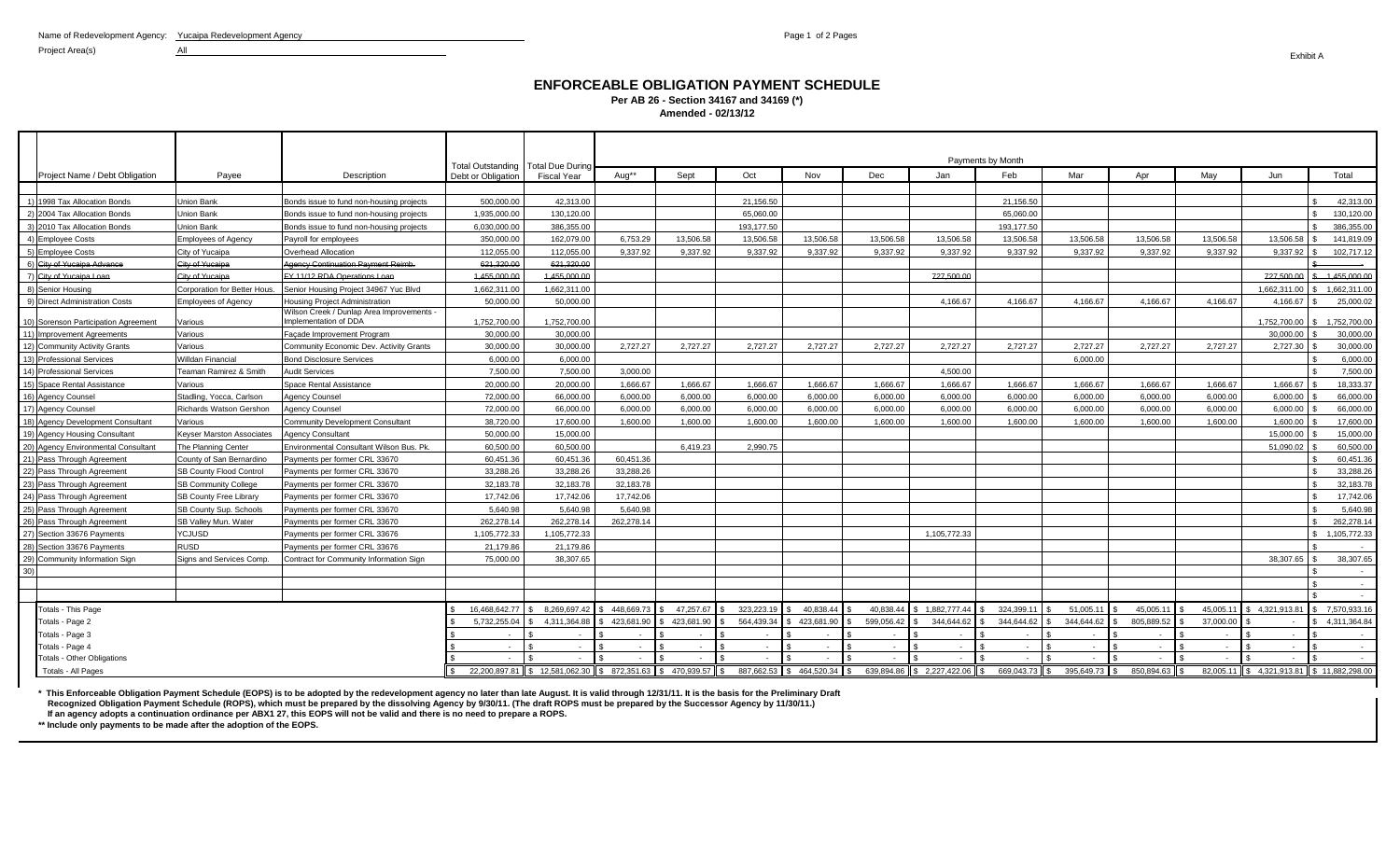Name of Redevelopment Agency: Yucaipa Redevelopment Agency

Project Area(s) All

Exhibit A

# ENFORCEABLE OBLIGATION PAYMENT SCHEDULE

**Per AB 26 - Section 34167 and 34169 (*)**

**Amended - 02/13/12**

| | Project Name / Debt Obligation | Payee | Description | Total Outstanding Debt or Obligation | Total Due During Fiscal Year | Payments by Month | | | | | | | | | | | | |
|---|---|---|---|---|---|---|---|---|---|---|---|---|---|---|---|---|---|---|
| | | | | | | Aug** | Sept | Oct | Nov | Dec | Jan | Feb | Mar | Apr | May | Jun | Total |
| 1) | 1998 Tax Allocation Bonds | Union Bank | Bonds issue to fund non-housing projects | 500,000.00 | 42,313.00 | | | 21,156.50 | | | | 21,156.50 | | | | | $ 42,313.00 |
| 2) | 2004 Tax Allocation Bonds | Union Bank | Bonds issue to fund non-housing projects | 1,935,000.00 | 130,120.00 | | | 65,060.00 | | | | 65,060.00 | | | | | $ 130,120.00 |
| 3) | 2010 Tax Allocation Bonds | Union Bank | Bonds issue to fund non-housing projects | 6,030,000.00 | 386,355.00 | | | 193,177.50 | | | | 193,177.50 | | | | | $ 386,355.00 |
| 4) | Employee Costs | Employees of Agency | Payroll for employees | 350,000.00 | 162,079.00 | 6,753.29 | 13,506.58 | 13,506.58 | 13,506.58 | 13,506.58 | 13,506.58 | 13,506.58 | 13,506.58 | 13,506.58 | 13,506.58 | 13,506.58 | $ 141,819.09 |
| 5) | Employee Costs | City of Yucaipa | Overhead Allocation | 112,055.00 | 112,055.00 | 9,337.92 | 9,337.92 | 9,337.92 | 9,337.92 | 9,337.92 | 9,337.92 | 9,337.92 | 9,337.92 | 9,337.92 | 9,337.92 | 9,337.92 | $ 102,717.12 |
| 6) | ~~City of Yucaipa Advance~~ | ~~City of Yucaipa~~ | ~~Agency Continuation Payment Reimb.~~ | ~~621,320.00~~ | ~~621,320.00~~ | | | | | | | | | | | | ~~$ -~~ |
| 7) | ~~City of Yucaipa Loan~~ | ~~City of Yucaipa~~ | ~~FY 11/12 RDA Operations Loan~~ | ~~1,455,000.00~~ | ~~1,455,000.00~~ | | | | | | ~~727,500.00~~ | | | | | ~~727,500.00~~ | ~~$ 1,455,000.00~~ |
| 8) | Senior Housing | Corporation for Better Hous. | Senior Housing Project 34967 Yuc Blvd | 1,662,311.00 | 1,662,311.00 | | | | | | | | | | | 1,662,311.00 | $ 1,662,311.00 |
| 9) | Direct Administration Costs | Employees of Agency | Housing Project Administration | 50,000.00 | 50,000.00 | | | | | | 4,166.67 | 4,166.67 | 4,166.67 | 4,166.67 | 4,166.67 | 4,166.67 | $ 25,000.02 |
| 10) | Sorenson Participation Agreement | Various | Wilson Creek / Dunlap Area Improvements - Implementation of DDA | 1,752,700.00 | 1,752,700.00 | | | | | | | | | | | 1,752,700.00 | $ 1,752,700.00 |
| 11) | Improvement Agreements | Various | Façade Improvement Program | 30,000.00 | 30,000.00 | | | | | | | | | | | 30,000.00 | $ 30,000.00 |
| 12) | Community Activity Grants | Various | Community Economic Dev. Activity Grants | 30,000.00 | 30,000.00 | 2,727.27 | 2,727.27 | 2,727.27 | 2,727.27 | 2,727.27 | 2,727.27 | 2,727.27 | 2,727.27 | 2,727.27 | 2,727.27 | 2,727.30 | $ 30,000.00 |
| 13) | Professional Services | Willdan Financial | Bond Disclosure Services | 6,000.00 | 6,000.00 | | | | | | | | 6,000.00 | | | | $ 6,000.00 |
| 14) | Professional Services | Teaman Ramirez & Smith | Audit Services | 7,500.00 | 7,500.00 | 3,000.00 | | | | | 4,500.00 | | | | | | $ 7,500.00 |
| 15) | Space Rental Assistance | Various | Space Rental Assistance | 20,000.00 | 20,000.00 | 1,666.67 | 1,666.67 | 1,666.67 | 1,666.67 | 1,666.67 | 1,666.67 | 1,666.67 | 1,666.67 | 1,666.67 | 1,666.67 | 1,666.67 | $ 18,333.37 |
| 16) | Agency Counsel | Stadling, Yocca, Carlson | Agency Counsel | 72,000.00 | 66,000.00 | 6,000.00 | 6,000.00 | 6,000.00 | 6,000.00 | 6,000.00 | 6,000.00 | 6,000.00 | 6,000.00 | 6,000.00 | 6,000.00 | 6,000.00 | $ 66,000.00 |
| 17) | Agency Counsel | Richards Watson Gershon | Agency Counsel | 72,000.00 | 66,000.00 | 6,000.00 | 6,000.00 | 6,000.00 | 6,000.00 | 6,000.00 | 6,000.00 | 6,000.00 | 6,000.00 | 6,000.00 | 6,000.00 | 6,000.00 | $ 66,000.00 |
| 18) | Agency Development Consultant | Various | Community Development Consultant | 38,720.00 | 17,600.00 | 1,600.00 | 1,600.00 | 1,600.00 | 1,600.00 | 1,600.00 | 1,600.00 | 1,600.00 | 1,600.00 | 1,600.00 | 1,600.00 | 1,600.00 | $ 17,600.00 |
| 19) | Agency Housing Consultant | Keyser Marston Associates | Agency Consultant | 50,000.00 | 15,000.00 | | | | | | | | | | | 15,000.00 | $ 15,000.00 |
| 20) | Agency Environmental Consultant | The Planning Center | Environmental Consultant Wilson Bus. Pk. | 60,500.00 | 60,500.00 | | 6,419.23 | 2,990.75 | | | | | | | | 51,090.02 | $ 60,500.00 |
| 21) | Pass Through Agreement | County of San Bernardino | Payments per former CRL 33670 | 60,451.36 | 60,451.36 | 60,451.36 | | | | | | | | | | | $ 60,451.36 |
| 22) | Pass Through Agreement | SB County Flood Control | Payments per former CRL 33670 | 33,288.26 | 33,288.26 | 33,288.26 | | | | | | | | | | | $ 33,288.26 |
| 23) | Pass Through Agreement | SB Community College | Payments per former CRL 33670 | 32,183.78 | 32,183.78 | 32,183.78 | | | | | | | | | | | $ 32,183.78 |
| 24) | Pass Through Agreement | SB County Free Library | Payments per former CRL 33670 | 17,742.06 | 17,742.06 | 17,742.06 | | | | | | | | | | | $ 17,742.06 |
| 25) | Pass Through Agreement | SB County Sup. Schools | Payments per former CRL 33670 | 5,640.98 | 5,640.98 | 5,640.98 | | | | | | | | | | | $ 5,640.98 |
| 26) | Pass Through Agreement | SB Valley Mun. Water | Payments per former CRL 33670 | 262,278.14 | 262,278.14 | 262,278.14 | | | | | | | | | | | $ 262,278.14 |
| 27) | Section 33676 Payments | YCJUSD | Payments per former CRL 33676 | 1,105,772.33 | 1,105,772.33 | | | | | | 1,105,772.33 | | | | | | $ 1,105,772.33 |
| 28) | Section 33676 Payments | RUSD | Payments per former CRL 33676 | 21,179.86 | 21,179.86 | | | | | | | | | | | | $ - |
| 29) | Community Information Sign | Signs and Services Comp. | Contract for Community Information Sign | 75,000.00 | 38,307.65 | | | | | | | | | | | 38,307.65 | $ 38,307.65 |
| 30) | | | | | | | | | | | | | | | | | $ - |
| | | | | | | | | | | | | | | | | | $ - |
| | | | | | | | | | | | | | | | | | $ - |
| | Totals - This Page | | | $ 16,468,642.77 | $ 8,269,697.42 | $ 448,669.73 | $ 47,257.67 | $ 323,223.19 | $ 40,838.44 | $ 40,838.44 | $ 1,882,777.44 | $ 324,399.11 | $ 51,005.11 | $ 45,005.11 | $ 45,005.11 | $ 4,321,913.81 | $ 7,570,933.16 |
| | Totals - Page 2 | | | $ 5,732,255.04 | $ 4,311,364.88 | $ 423,681.90 | $ 423,681.90 | $ 564,439.34 | $ 423,681.90 | $ 599,056.42 | $ 344,644.62 | $ 344,644.62 | $ 344,644.62 | $ 805,889.52 | $ 37,000.00 | $ - | $ 4,311,364.84 |
| | Totals - Page 3 | | | $ - | $ - | $ - | $ - | $ - | $ - | $ - | $ - | $ - | $ - | $ - | $ - | $ - | $ - |
| | Totals - Page 4 | | | $ - | $ - | $ - | $ - | $ - | $ - | $ - | $ - | $ - | $ - | $ - | $ - | $ - | $ - |
| | Totals - Other Obligations | | | $ - | $ - | $ - | $ - | $ - | $ - | $ - | $ - | $ - | $ - | $ - | $ - | $ - | $ - |
| | Totals - All Pages | | | $ 22,200,897.81 | $ 12,581,062.30 | $ 872,351.63 | $ 470,939.57 | $ 887,662.53 | $ 464,520.34 | $ 639,894.86 | $ 2,227,422.06 | $ 669,043.73 | $ 395,649.73 | $ 850,894.63 | $ 82,005.11 | $ 4,321,913.81 | $ 11,882,298.00 |

**\* This Enforceable Obligation Payment Schedule (EOPS) is to be adopted by the redevelopment agency no later than late August. It is valid through 12/31/11. It is the basis for the Preliminary Draft Recognized Obligation Payment Schedule (ROPS), which must be prepared by the dissolving Agency by 9/30/11. (The draft ROPS must be prepared by the Successor Agency by 11/30/11.) If an agency adopts a continuation ordinance per ABX1 27, this EOPS will not be valid and there is no need to prepare a ROPS.**

**\*\* Include only payments to be made after the adoption of the EOPS.**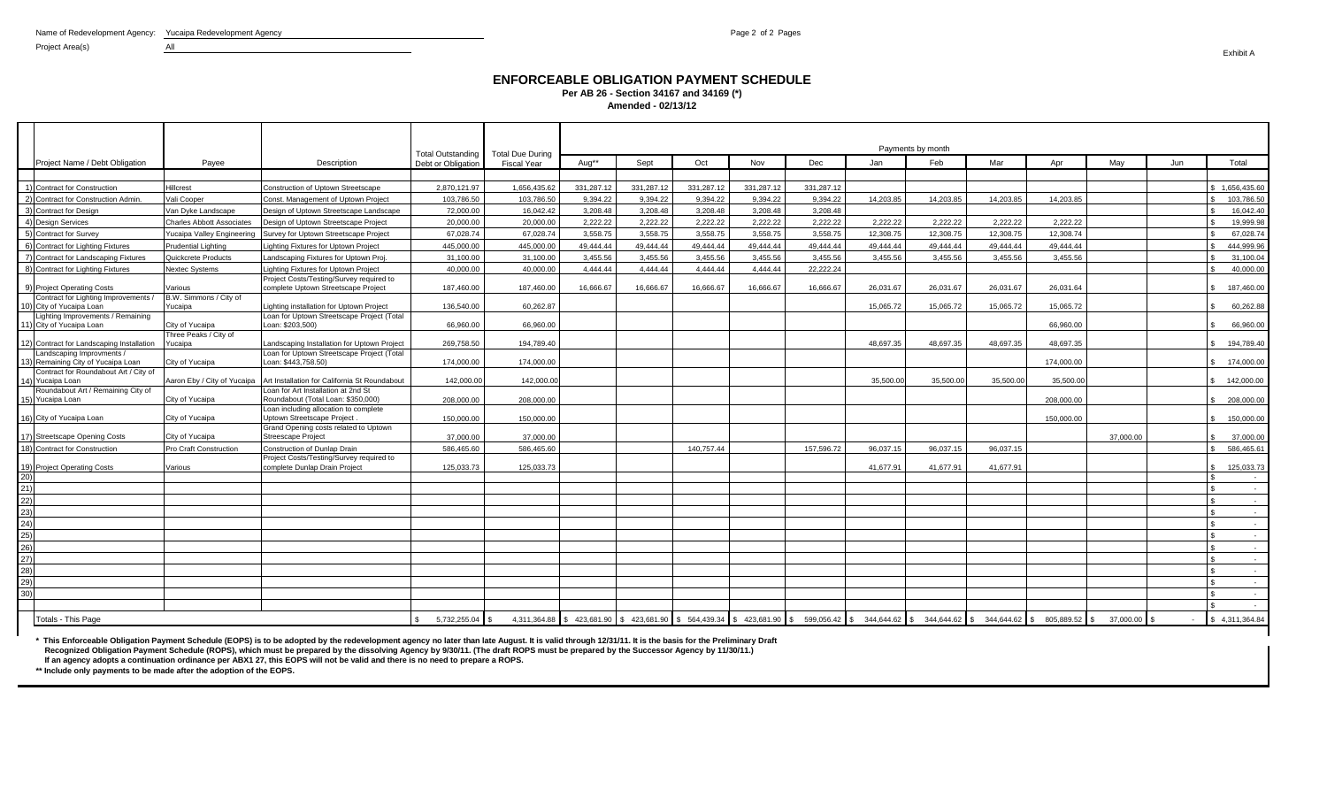Name of Redevelopment Agency: Yucaipa Redevelopment Agency

Project Area(s) All

Exhibit A

# ENFORCEABLE OBLIGATION PAYMENT SCHEDULE

**Per AB 26 - Section 34167 and 34169 (\*)**

**Amended - 02/13/12**

| | | | | | | Payments by month | | | | | | | | | | | |
|---|---|---|---|---|---|---|---|---|---|---|---|---|---|---|---|---|---|
| | Project Name / Debt Obligation | Payee | Description | Total Outstanding Debt or Obligation | Total Due During Fiscal Year | Aug** | Sept | Oct | Nov | Dec | Jan | Feb | Mar | Apr | May | Jun | Total |
| 1) | Contract for Construction | Hillcrest | Construction of Uptown Streetscape | 2,870,121.97 | 1,656,435.62 | 331,287.12 | 331,287.12 | 331,287.12 | 331,287.12 | 331,287.12 | | | | | | | $ 1,656,435.60 |
| 2) | Contract for Construction Admin. | Vali Cooper | Const. Management of Uptown Project | 103,786.50 | 103,786.50 | 9,394.22 | 9,394.22 | 9,394.22 | 9,394.22 | 9,394.22 | 14,203.85 | 14,203.85 | 14,203.85 | 14,203.85 | | | $ 103,786.50 |
| 3) | Contract for Design | Van Dyke Landscape | Design of Uptown Streetscape Landscape | 72,000.00 | 16,042.42 | 3,208.48 | 3,208.48 | 3,208.48 | 3,208.48 | 3,208.48 | | | | | | | $ 16,042.40 |
| 4) | Design Services | Charles Abbott Associates | Design of Uptown Streetscape Project | 20,000.00 | 20,000.00 | 2,222.22 | 2,222.22 | 2,222.22 | 2,222.22 | 2,222.22 | 2,222.22 | 2,222.22 | 2,222.22 | 2,222.22 | | | $ 19,999.98 |
| 5) | Contract for Survey | Yucaipa Valley Engineering | Survey for Uptown Streetscape Project | 67,028.74 | 67,028.74 | 3,558.75 | 3,558.75 | 3,558.75 | 3,558.75 | 3,558.75 | 12,308.75 | 12,308.75 | 12,308.75 | 12,308.74 | | | $ 67,028.74 |
| 6) | Contract for Lighting Fixtures | Prudential Lighting | Lighting Fixtures for Uptown Project | 445,000.00 | 445,000.00 | 49,444.44 | 49,444.44 | 49,444.44 | 49,444.44 | 49,444.44 | 49,444.44 | 49,444.44 | 49,444.44 | 49,444.44 | | | $ 444,999.96 |
| 7) | Contract for Landscaping Fixtures | Quickcrete Products | Landscaping Fixtures for Uptown Proj. | 31,100.00 | 31,100.00 | 3,455.56 | 3,455.56 | 3,455.56 | 3,455.56 | 3,455.56 | 3,455.56 | 3,455.56 | 3,455.56 | 3,455.56 | | | $ 31,100.04 |
| 8) | Contract for Lighting Fixtures | Nextec Systems | Lighting Fixtures for Uptown Project | 40,000.00 | 40,000.00 | 4,444.44 | 4,444.44 | 4,444.44 | 4,444.44 | 22,222.24 | | | | | | | $ 40,000.00 |
| 9) | Project Operating Costs | Various | Project Costs/Testing/Survey required to complete Uptown Streetscape Project | 187,460.00 | 187,460.00 | 16,666.67 | 16,666.67 | 16,666.67 | 16,666.67 | 16,666.67 | 26,031.67 | 26,031.67 | 26,031.67 | 26,031.64 | | | $ 187,460.00 |
| 10) | Contract for Lighting Improvements / City of Yucaipa Loan | B.W. Simmons / City of Yucaipa | Lighting installation for Uptown Project | 136,540.00 | 60,262.87 | | | | | | 15,065.72 | 15,065.72 | 15,065.72 | 15,065.72 | | | $ 60,262.88 |
| 11) | Lighting Improvements / Remaining City of Yucaipa Loan | City of Yucaipa | Loan for Uptown Streetscape Project (Total Loan: $203,500) | 66,960.00 | 66,960.00 | | | | | | | | | 66,960.00 | | | $ 66,960.00 |
| 12) | Contract for Landscaping Installation | Three Peaks / City of Yucaipa | Landscaping Installation for Uptown Project | 269,758.50 | 194,789.40 | | | | | | 48,697.35 | 48,697.35 | 48,697.35 | 48,697.35 | | | $ 194,789.40 |
| 13) | Landscaping Improvments / Remaining City of Yucaipa Loan | City of Yucaipa | Loan for Uptown Streetscape Project (Total Loan: $443,758.50) | 174,000.00 | 174,000.00 | | | | | | | | | 174,000.00 | | | $ 174,000.00 |
| 14) | Contract for Roundabout Art / City of Yucaipa Loan | Aaron Eby / City of Yucaipa | Art Installation for California St Roundabout | 142,000.00 | 142,000.00 | | | | | | 35,500.00 | 35,500.00 | 35,500.00 | 35,500.00 | | | $ 142,000.00 |
| 15) | Roundabout Art / Remaining City of Yucaipa Loan | City of Yucaipa | Loan for Art Installation at 2nd St Roundabout (Total Loan: $350,000) | 208,000.00 | 208,000.00 | | | | | | | | | 208,000.00 | | | $ 208,000.00 |
| 16) | City of Yucaipa Loan | City of Yucaipa | Loan including allocation to complete Uptown Streetscape Project . | 150,000.00 | 150,000.00 | | | | | | | | | 150,000.00 | | | $ 150,000.00 |
| 17) | Streetscape Opening Costs | City of Yucaipa | Grand Opening costs related to Uptown Streescape Project | 37,000.00 | 37,000.00 | | | | | | | | | | 37,000.00 | | $ 37,000.00 |
| 18) | Contract for Construction | Pro Craft Construction | Construction of Dunlap Drain | 586,465.60 | 586,465.60 | | | 140,757.44 | | 157,596.72 | 96,037.15 | 96,037.15 | 96,037.15 | | | | $ 586,465.61 |
| 19) | Project Operating Costs | Various | Project Costs/Testing/Survey required to complete Dunlap Drain Project | 125,033.73 | 125,033.73 | | | | | | 41,677.91 | 41,677.91 | 41,677.91 | | | | $ 125,033.73 |
| 20) | | | | | | | | | | | | | | | | | $ - |
| 21) | | | | | | | | | | | | | | | | | $ - |
| 22) | | | | | | | | | | | | | | | | | $ - |
| 23) | | | | | | | | | | | | | | | | | $ - |
| 24) | | | | | | | | | | | | | | | | | $ - |
| 25) | | | | | | | | | | | | | | | | | $ - |
| 26) | | | | | | | | | | | | | | | | | $ - |
| 27) | | | | | | | | | | | | | | | | | $ - |
| 28) | | | | | | | | | | | | | | | | | $ - |
| 29) | | | | | | | | | | | | | | | | | $ - |
| 30) | | | | | | | | | | | | | | | | | $ - |
| | | | | | | | | | | | | | | | | | $ - |
| | Totals - This Page | | | $ 5,732,255.04 | $ 4,311,364.88 | $ 423,681.90 | $ 423,681.90 | $ 564,439.34 | $ 423,681.90 | $ 599,056.42 | $ 344,644.62 | $ 344,644.62 | $ 344,644.62 | $ 805,889.52 | $ 37,000.00 | $ - | $ 4,311,364.84 |

**\* This Enforceable Obligation Payment Schedule (EOPS) is to be adopted by the redevelopment agency no later than late August. It is valid through 12/31/11. It is the basis for the Preliminary Draft Recognized Obligation Payment Schedule (ROPS), which must be prepared by the dissolving Agency by 9/30/11. (The draft ROPS must be prepared by the Successor Agency by 11/30/11.) If an agency adopts a continuation ordinance per ABX1 27, this EOPS will not be valid and there is no need to prepare a ROPS.**

**\*\* Include only payments to be made after the adoption of the EOPS.**